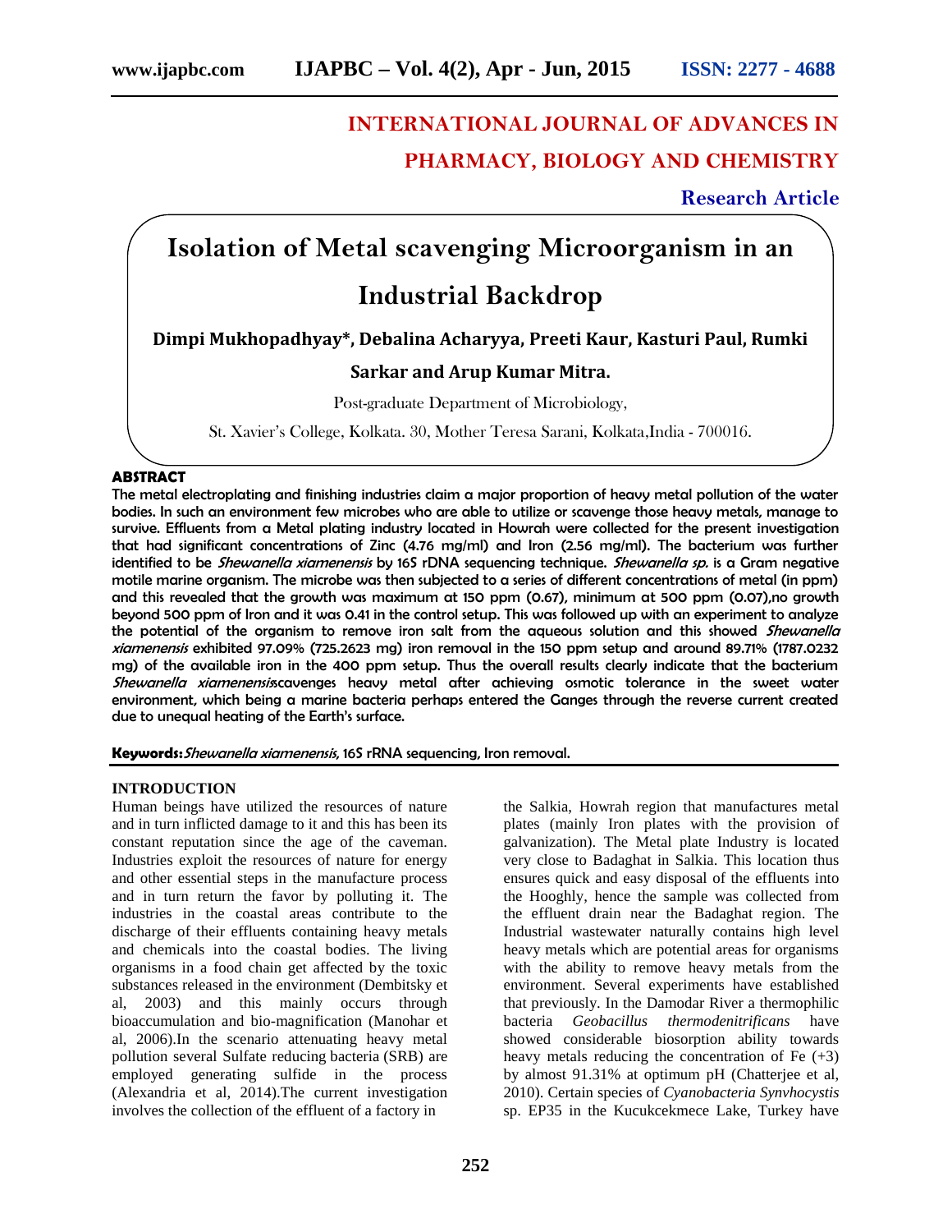# INTERNATIONAL JOURNAL OF ADVANCES IN PHARMACY, BIOLOGY AND CHEMISTRY

**Research Article**

# Isolation of Metal scavenging Microorganism in an Industrial Backdrop

**Dimpi Mukhopadhyay*, Debalina Acharyya, Preeti Kaur, Kasturi Paul, Rumki Sarkar and Arup Kumar Mitra.**

Post-graduate Department of Microbiology,

St. Xavier's College, Kolkata. 30, Mother Teresa Sarani, Kolkata,India - 700016.

## ABSTRACT

**The metal electroplating and finishing industries claim a major proportion of heavy metal pollution of the water bodies. In such an environment few microbes who are able to utilize or scavenge those heavy metals, manage to survive. Effluents from a Metal plating industry located in Howrah were collected for the present investigation that had significant concentrations of Zinc (4.76 mg/ml) and Iron (2.56 mg/ml). The bacterium was further identified to be *Shewanella xiamenensis* by 16S rDNA sequencing technique. *Shewanella sp.* is a Gram negative motile marine organism. The microbe was then subjected to a series of different concentrations of metal (in ppm) and this revealed that the growth was maximum at 150 ppm (0.67), minimum at 500 ppm (0.07),no growth beyond 500 ppm of Iron and it was 0.41 in the control setup. This was followed up with an experiment to analyze the potential of the organism to remove iron salt from the aqueous solution and this showed *Shewanella xiamenensis* exhibited 97.09% (725.2623 mg) iron removal in the 150 ppm setup and around 89.71% (1787.0232 mg) of the available iron in the 400 ppm setup. Thus the overall results clearly indicate that the bacterium *Shewanella xiamenensis*scavenges heavy metal after achieving osmotic tolerance in the sweet water environment, which being a marine bacteria perhaps entered the Ganges through the reverse current created due to unequal heating of the Earth's surface.**

**Keywords:** *Shewanella xiamenensis*, 16S rRNA sequencing, Iron removal.

## INTRODUCTION

Human beings have utilized the resources of nature and in turn inflicted damage to it and this has been its constant reputation since the age of the caveman. Industries exploit the resources of nature for energy and other essential steps in the manufacture process and in turn return the favor by polluting it. The industries in the coastal areas contribute to the discharge of their effluents containing heavy metals and chemicals into the coastal bodies. The living organisms in a food chain get affected by the toxic substances released in the environment (Dembitsky et al, 2003) and this mainly occurs through bioaccumulation and bio-magnification (Manohar et al, 2006).In the scenario attenuating heavy metal pollution several Sulfate reducing bacteria (SRB) are employed generating sulfide in the process (Alexandria et al, 2014).The current investigation involves the collection of the effluent of a factory in the Salkia, Howrah region that manufactures metal plates (mainly Iron plates with the provision of galvanization). The Metal plate Industry is located very close to Badaghat in Salkia. This location thus ensures quick and easy disposal of the effluents into the Hooghly, hence the sample was collected from the effluent drain near the Badaghat region. The Industrial wastewater naturally contains high level heavy metals which are potential areas for organisms with the ability to remove heavy metals from the environment. Several experiments have established that previously. In the Damodar River a thermophilic bacteria *Geobacillus thermodenitrificans* have showed considerable biosorption ability towards heavy metals reducing the concentration of Fe (+3) by almost 91.31% at optimum pH (Chatterjee et al, 2010). Certain species of *Cyanobacteria Synvhocystis* sp. EP35 in the Kucukcekmece Lake, Turkey have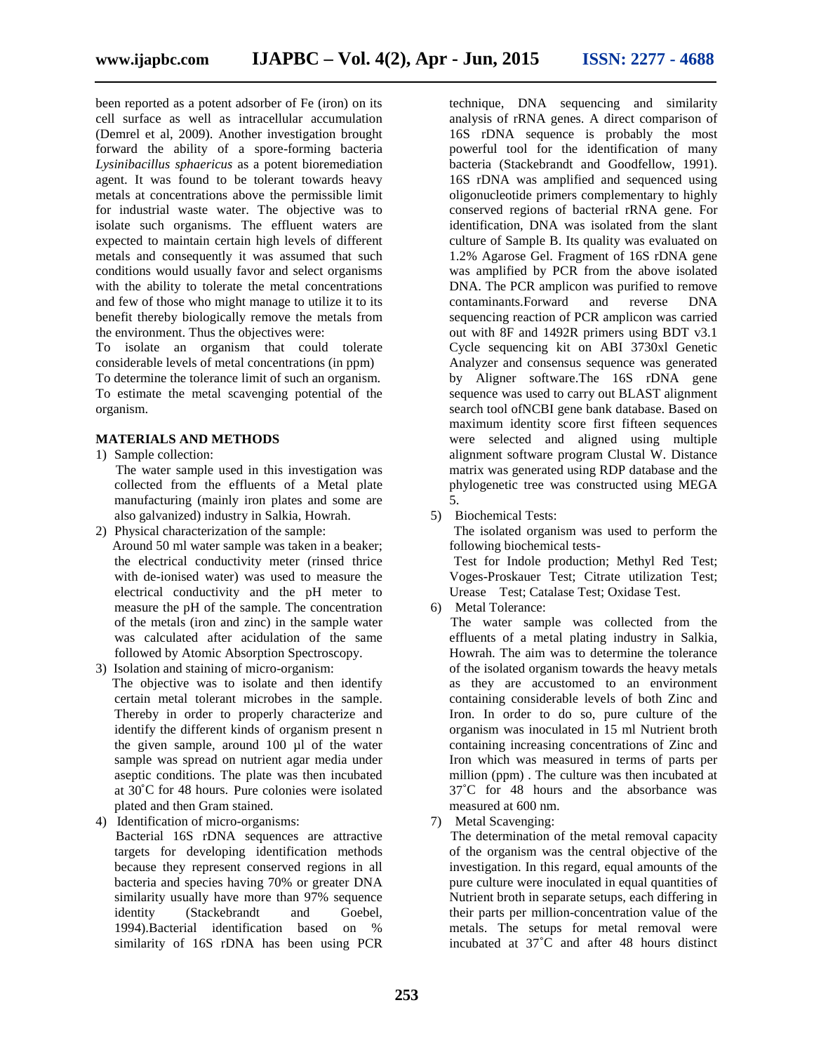been reported as a potent adsorber of Fe (iron) on its cell surface as well as intracellular accumulation (Demrel et al, 2009). Another investigation brought forward the ability of a spore-forming bacteria *Lysinibacillus sphaericus* as a potent bioremediation agent. It was found to be tolerant towards heavy metals at concentrations above the permissible limit for industrial waste water. The objective was to isolate such organisms. The effluent waters are expected to maintain certain high levels of different metals and consequently it was assumed that such conditions would usually favor and select organisms with the ability to tolerate the metal concentrations and few of those who might manage to utilize it to its benefit thereby biologically remove the metals from the environment. Thus the objectives were:

To isolate an organism that could tolerate considerable levels of metal concentrations (in ppm)

To determine the tolerance limit of such an organism.

To estimate the metal scavenging potential of the organism.

## MATERIALS AND METHODS

1) Sample collection:

   The water sample used in this investigation was collected from the effluents of a Metal plate manufacturing (mainly iron plates and some are also galvanized) industry in Salkia, Howrah.

2) Physical characterization of the sample:

   Around 50 ml water sample was taken in a beaker; the electrical conductivity meter (rinsed thrice with de-ionised water) was used to measure the electrical conductivity and the pH meter to measure the pH of the sample. The concentration of the metals (iron and zinc) in the sample water was calculated after acidulation of the same followed by Atomic Absorption Spectroscopy.

3) Isolation and staining of micro-organism:

   The objective was to isolate and then identify certain metal tolerant microbes in the sample. Thereby in order to properly characterize and identify the different kinds of organism present n the given sample, around 100 µl of the water sample was spread on nutrient agar media under aseptic conditions. The plate was then incubated at 30˚C for 48 hours. Pure colonies were isolated plated and then Gram stained.

4) Identification of micro-organisms:

   Bacterial 16S rDNA sequences are attractive targets for developing identification methods because they represent conserved regions in all bacteria and species having 70% or greater DNA similarity usually have more than 97% sequence identity (Stackebrandt and Goebel, 1994).Bacterial identification based on % similarity of 16S rDNA has been using PCR technique, DNA sequencing and similarity analysis of rRNA genes. A direct comparison of 16S rDNA sequence is probably the most powerful tool for the identification of many bacteria (Stackebrandt and Goodfellow, 1991). 16S rDNA was amplified and sequenced using oligonucleotide primers complementary to highly conserved regions of bacterial rRNA gene. For identification, DNA was isolated from the slant culture of Sample B. Its quality was evaluated on 1.2% Agarose Gel. Fragment of 16S rDNA gene was amplified by PCR from the above isolated DNA. The PCR amplicon was purified to remove contaminants.Forward and reverse DNA sequencing reaction of PCR amplicon was carried out with 8F and 1492R primers using BDT v3.1 Cycle sequencing kit on ABI 3730xl Genetic Analyzer and consensus sequence was generated by Aligner software.The 16S rDNA gene sequence was used to carry out BLAST alignment search tool ofNCBI gene bank database. Based on maximum identity score first fifteen sequences were selected and aligned using multiple alignment software program Clustal W. Distance matrix was generated using RDP database and the phylogenetic tree was constructed using MEGA 5.

5) Biochemical Tests:

   The isolated organism was used to perform the following biochemical tests-

   Test for Indole production; Methyl Red Test; Voges-Proskauer Test; Citrate utilization Test; Urease Test; Catalase Test; Oxidase Test.

6) Metal Tolerance:

   The water sample was collected from the effluents of a metal plating industry in Salkia, Howrah. The aim was to determine the tolerance of the isolated organism towards the heavy metals as they are accustomed to an environment containing considerable levels of both Zinc and Iron. In order to do so, pure culture of the organism was inoculated in 15 ml Nutrient broth containing increasing concentrations of Zinc and Iron which was measured in terms of parts per million (ppm) . The culture was then incubated at 37˚C for 48 hours and the absorbance was measured at 600 nm.

7) Metal Scavenging:

   The determination of the metal removal capacity of the organism was the central objective of the investigation. In this regard, equal amounts of the pure culture were inoculated in equal quantities of Nutrient broth in separate setups, each differing in their parts per million-concentration value of the metals. The setups for metal removal were incubated at 37˚C and after 48 hours distinct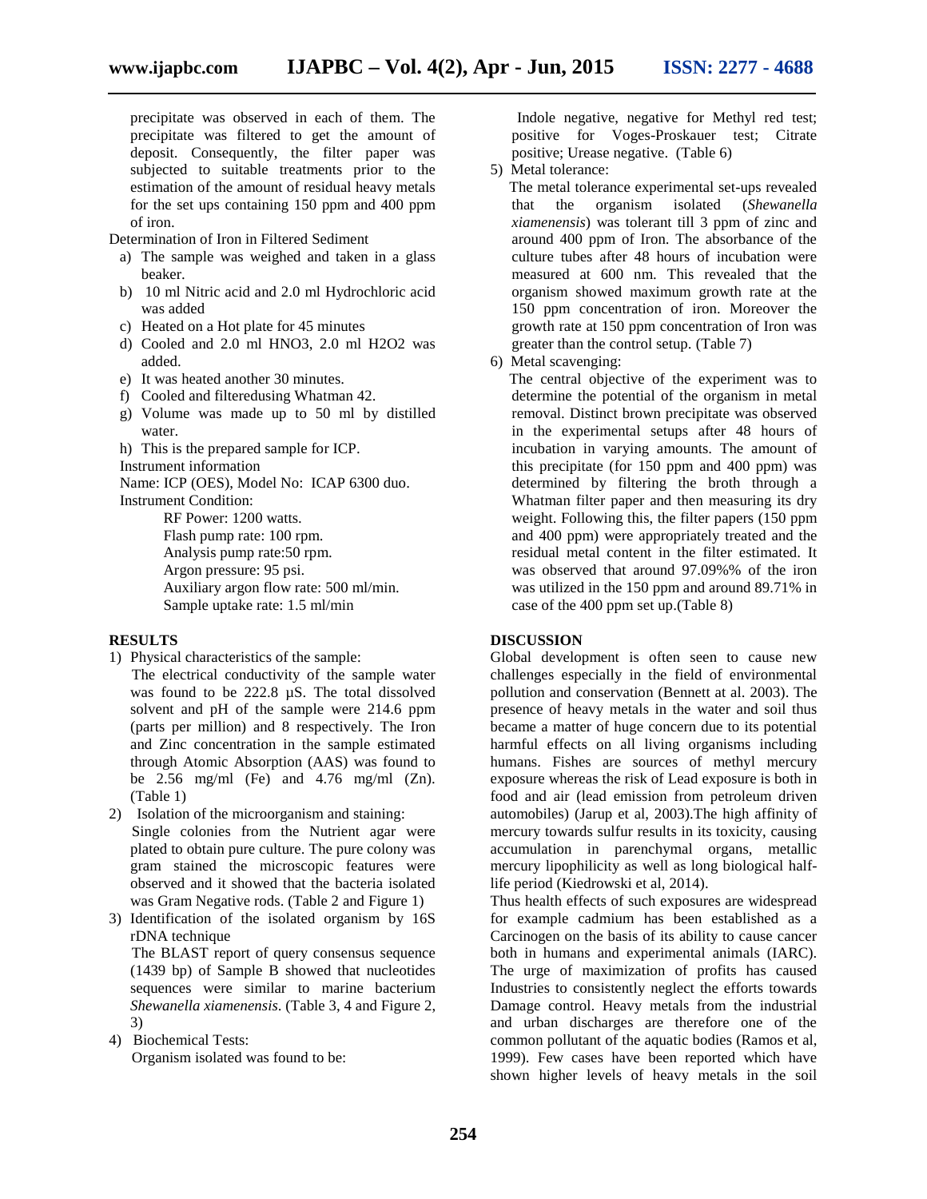precipitate was observed in each of them. The precipitate was filtered to get the amount of deposit. Consequently, the filter paper was subjected to suitable treatments prior to the estimation of the amount of residual heavy metals for the set ups containing 150 ppm and 400 ppm of iron.

Determination of Iron in Filtered Sediment

a) The sample was weighed and taken in a glass beaker.
b) 10 ml Nitric acid and 2.0 ml Hydrochloric acid was added
c) Heated on a Hot plate for 45 minutes
d) Cooled and 2.0 ml HNO3, 2.0 ml H2O2 was added.
e) It was heated another 30 minutes.
f) Cooled and filteredusing Whatman 42.
g) Volume was made up to 50 ml by distilled water.
h) This is the prepared sample for ICP.

Instrument information

Name: ICP (OES), Model No: ICAP 6300 duo.

Instrument Condition:

RF Power: 1200 watts.
Flash pump rate: 100 rpm.
Analysis pump rate:50 rpm.
Argon pressure: 95 psi.
Auxiliary argon flow rate: 500 ml/min.
Sample uptake rate: 1.5 ml/min

## RESULTS

1) Physical characteristics of the sample:
   The electrical conductivity of the sample water was found to be 222.8 µS. The total dissolved solvent and pH of the sample were 214.6 ppm (parts per million) and 8 respectively. The Iron and Zinc concentration in the sample estimated through Atomic Absorption (AAS) was found to be 2.56 mg/ml (Fe) and 4.76 mg/ml (Zn). (Table 1)
2) Isolation of the microorganism and staining:
   Single colonies from the Nutrient agar were plated to obtain pure culture. The pure colony was gram stained the microscopic features were observed and it showed that the bacteria isolated was Gram Negative rods. (Table 2 and Figure 1)
3) Identification of the isolated organism by 16S rDNA technique
   The BLAST report of query consensus sequence (1439 bp) of Sample B showed that nucleotides sequences were similar to marine bacterium *Shewanella xiamenensis*. (Table 3, 4 and Figure 2, 3)
4) Biochemical Tests:
   Organism isolated was found to be:
   Indole negative, negative for Methyl red test; positive for Voges-Proskauer test; Citrate positive; Urease negative. (Table 6)
5) Metal tolerance:
   The metal tolerance experimental set-ups revealed that the organism isolated (*Shewanella xiamenensis*) was tolerant till 3 ppm of zinc and around 400 ppm of Iron. The absorbance of the culture tubes after 48 hours of incubation were measured at 600 nm. This revealed that the organism showed maximum growth rate at the 150 ppm concentration of iron. Moreover the growth rate at 150 ppm concentration of Iron was greater than the control setup. (Table 7)
6) Metal scavenging:
   The central objective of the experiment was to determine the potential of the organism in metal removal. Distinct brown precipitate was observed in the experimental setups after 48 hours of incubation in varying amounts. The amount of this precipitate (for 150 ppm and 400 ppm) was determined by filtering the broth through a Whatman filter paper and then measuring its dry weight. Following this, the filter papers (150 ppm and 400 ppm) were appropriately treated and the residual metal content in the filter estimated. It was observed that around 97.09%% of the iron was utilized in the 150 ppm and around 89.71% in case of the 400 ppm set up.(Table 8)

## DISCUSSION

Global development is often seen to cause new challenges especially in the field of environmental pollution and conservation (Bennett at al. 2003). The presence of heavy metals in the water and soil thus became a matter of huge concern due to its potential harmful effects on all living organisms including humans. Fishes are sources of methyl mercury exposure whereas the risk of Lead exposure is both in food and air (lead emission from petroleum driven automobiles) (Jarup et al, 2003).The high affinity of mercury towards sulfur results in its toxicity, causing accumulation in parenchymal organs, metallic mercury lipophilicity as well as long biological half-life period (Kiedrowski et al, 2014).

Thus health effects of such exposures are widespread for example cadmium has been established as a Carcinogen on the basis of its ability to cause cancer both in humans and experimental animals (IARC). The urge of maximization of profits has caused Industries to consistently neglect the efforts towards Damage control. Heavy metals from the industrial and urban discharges are therefore one of the common pollutant of the aquatic bodies (Ramos et al, 1999). Few cases have been reported which have shown higher levels of heavy metals in the soil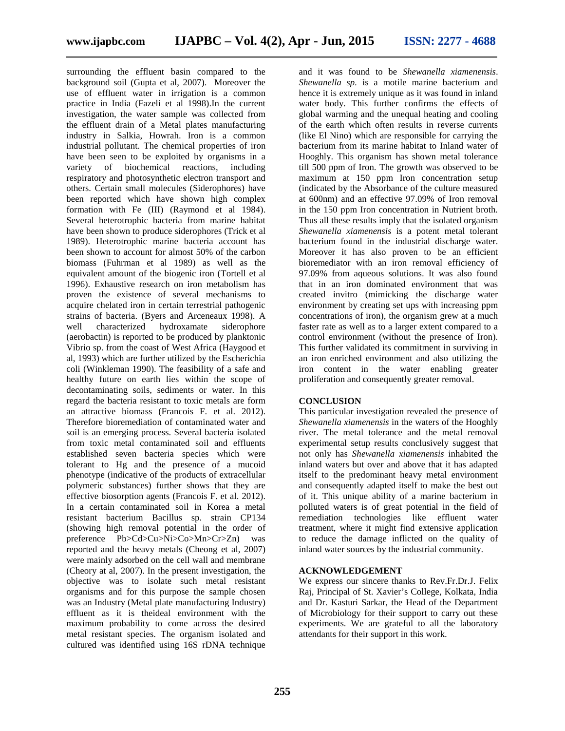surrounding the effluent basin compared to the background soil (Gupta et al, 2007). Moreover the use of effluent water in irrigation is a common practice in India (Fazeli et al 1998).In the current investigation, the water sample was collected from the effluent drain of a Metal plates manufacturing industry in Salkia, Howrah. Iron is a common industrial pollutant. The chemical properties of iron have been seen to be exploited by organisms in a variety of biochemical reactions, including respiratory and photosynthetic electron transport and others. Certain small molecules (Siderophores) have been reported which have shown high complex formation with Fe (III) (Raymond et al 1984). Several heterotrophic bacteria from marine habitat have been shown to produce siderophores (Trick et al 1989). Heterotrophic marine bacteria account has been shown to account for almost 50% of the carbon biomass (Fuhrman et al 1989) as well as the equivalent amount of the biogenic iron (Tortell et al 1996). Exhaustive research on iron metabolism has proven the existence of several mechanisms to acquire chelated iron in certain terrestrial pathogenic strains of bacteria. (Byers and Arceneaux 1998). A well characterized hydroxamate siderophore (aerobactin) is reported to be produced by planktonic Vibrio sp. from the coast of West Africa (Haygood et al, 1993) which are further utilized by the Escherichia coli (Winkleman 1990). The feasibility of a safe and healthy future on earth lies within the scope of decontaminating soils, sediments or water. In this regard the bacteria resistant to toxic metals are form an attractive biomass (Francois F. et al. 2012). Therefore bioremediation of contaminated water and soil is an emerging process. Several bacteria isolated from toxic metal contaminated soil and effluents established seven bacteria species which were tolerant to Hg and the presence of a mucoid phenotype (indicative of the products of extracellular polymeric substances) further shows that they are effective biosorption agents (Francois F. et al. 2012). In a certain contaminated soil in Korea a metal resistant bacterium Bacillus sp. strain CP134 (showing high removal potential in the order of preference Pb>Cd>Cu>Ni>Co>Mn>Cr>Zn) was reported and the heavy metals (Cheong et al, 2007) were mainly adsorbed on the cell wall and membrane (Cheory at al, 2007). In the present investigation, the objective was to isolate such metal resistant organisms and for this purpose the sample chosen was an Industry (Metal plate manufacturing Industry) effluent as it is theideal environment with the maximum probability to come across the desired metal resistant species. The organism isolated and cultured was identified using 16S rDNA technique and it was found to be *Shewanella xiamenensis*. *Shewanella sp.* is a motile marine bacterium and hence it is extremely unique as it was found in inland water body. This further confirms the effects of global warming and the unequal heating and cooling of the earth which often results in reverse currents (like El Nino) which are responsible for carrying the bacterium from its marine habitat to Inland water of Hooghly. This organism has shown metal tolerance till 500 ppm of Iron. The growth was observed to be maximum at 150 ppm Iron concentration setup (indicated by the Absorbance of the culture measured at 600nm) and an effective 97.09% of Iron removal in the 150 ppm Iron concentration in Nutrient broth. Thus all these results imply that the isolated organism *Shewanella xiamenensis* is a potent metal tolerant bacterium found in the industrial discharge water. Moreover it has also proven to be an efficient bioremediator with an iron removal efficiency of 97.09% from aqueous solutions. It was also found that in an iron dominated environment that was created invitro (mimicking the discharge water environment by creating set ups with increasing ppm concentrations of iron), the organism grew at a much faster rate as well as to a larger extent compared to a control environment (without the presence of Iron). This further validated its commitment in surviving in an iron enriched environment and also utilizing the iron content in the water enabling greater proliferation and consequently greater removal.

## CONCLUSION

This particular investigation revealed the presence of *Shewanella xiamenensis* in the waters of the Hooghly river. The metal tolerance and the metal removal experimental setup results conclusively suggest that not only has *Shewanella xiamenensis* inhabited the inland waters but over and above that it has adapted itself to the predominant heavy metal environment and consequently adapted itself to make the best out of it. This unique ability of a marine bacterium in polluted waters is of great potential in the field of remediation technologies like effluent water treatment, where it might find extensive application to reduce the damage inflicted on the quality of inland water sources by the industrial community.

## ACKNOWLEDGEMENT

We express our sincere thanks to Rev.Fr.Dr.J. Felix Raj, Principal of St. Xavier's College, Kolkata, India and Dr. Kasturi Sarkar, the Head of the Department of Microbiology for their support to carry out these experiments. We are grateful to all the laboratory attendants for their support in this work.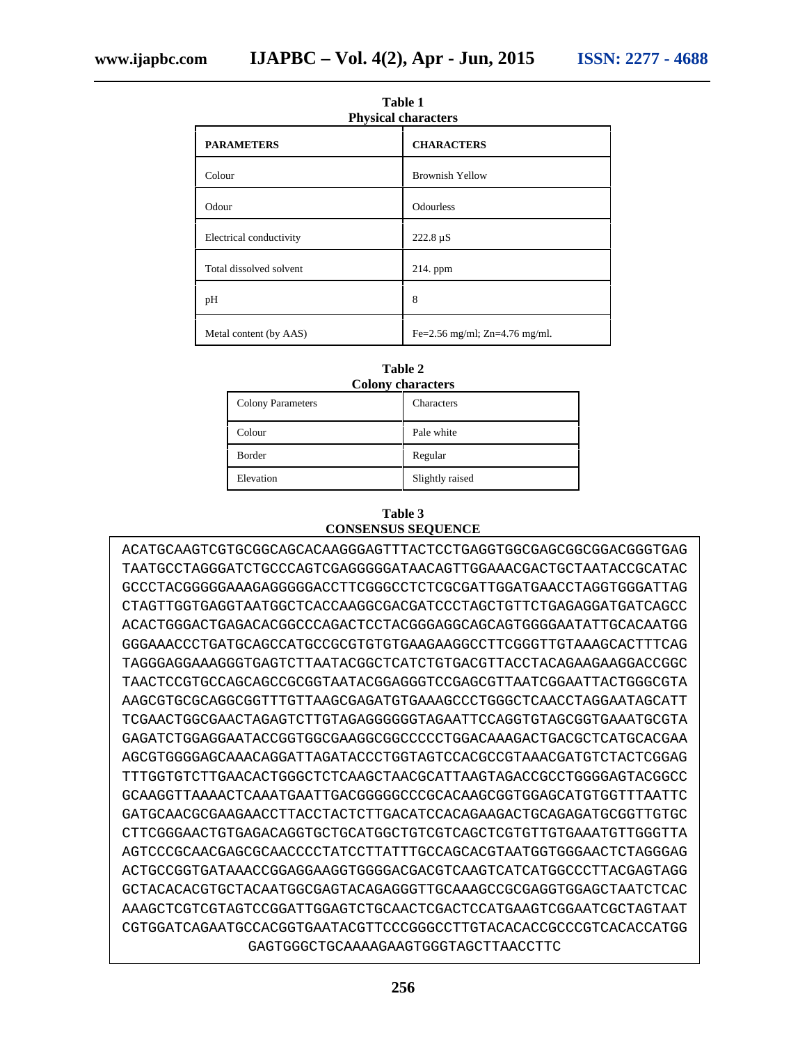**Table 1**
**Physical characters**

| PARAMETERS | CHARACTERS |
|---|---|
| Colour | Brownish Yellow |
| Odour | Odourless |
| Electrical conductivity | 222.8 µS |
| Total dissolved solvent | 214. ppm |
| pH | 8 |
| Metal content (by AAS) | Fe=2.56 mg/ml; Zn=4.76 mg/ml. |

**Table 2**
**Colony characters**

| Colony Parameters | Characters |
|---|---|
| Colour | Pale white |
| Border | Regular |
| Elevation | Slightly raised |

**Table 3**
**CONSENSUS SEQUENCE**

```
ACATGCAAGTCGTGCGGCAGCACAAGGGAGTTTACTCCTGAGGTGGCGAGCGGCGGACGGGTGAG
TAATGCCTAGGGATCTGCCCAGTCGAGGGGGATAACAGTTGGAAACGACTGCTAATACCGCATAC
GCCCTACGGGGGAAAGAGGGGGACCTTCGGGCCTCTCGCGATTGGATGAACCTAGGTGGGATTAG
CTAGTTGGTGAGGTAATGGCTCACCAAGGCGACGATCCCTAGCTGTTCTGAGAGGATGATCAGCC
ACACTGGGACTGAGACACGGCCCAGACTCCTACGGGAGGCAGCAGTGGGGAATATTGCACAATGG
GGGAAACCCTGATGCAGCCATGCCGCGTGTGTGAAGAAGGCCTTCGGGTTGTAAAGCACTTTCAG
TAGGGAGGAAAGGGTGAGTCTTAATACGGCTCATCTGTGACGTTACCTACAGAAGAAGGACCGGC
TAACTCCGTGCCAGCAGCCGCGGTAATACGGAGGGTCCGAGCGTTAATCGGAATTACTGGGCGTA
AAGCGTGCGCAGGCGGTTTGTTAAGCGAGATGTGAAAGCCCTGGGCTCAACCTAGGAATAGCATT
TCGAACTGGCGAACTAGAGTCTTGTAGAGGGGGGTAGAATTCCAGGTGTAGCGGTGAAATGCGTA
GAGATCTGGAGGAATACCGGTGGCGAAGGCGGCCCCCTGGACAAAGACTGACGCTCATGCACGAA
AGCGTGGGGAGCAAACAGGATTAGATACCCTGGTAGTCCACGCCGTAAACGATGTCTACTCGGAG
TTTGGTGTCTTGAACACTGGGCTCTCAAGCTAACGCATTAAGTAGACCGCCTGGGGAGTACGGCC
GCAAGGTTAAAACTCAAATGAATTGACGGGGGCCCGCACAAGCGGTGGAGCATGTGGTTTAATTC
GATGCAACGCGAAGAACCTTACCTACTCTTGACATCCACAGAAGACTGCAGAGATGCGGTTGTGC
CTTCGGGAACTGTGAGACAGGTGCTGCATGGCTGTCGTCAGCTCGTGTTGTGAAATGTTGGGTTA
AGTCCCGCAACGAGCGCAACCCCTATCCTTATTTGCCAGCACGTAATGGTGGGAACTCTAGGGAG
ACTGCCGGTGATAAACCGGAGGAAGGTGGGGACGACGTCAAGTCATCATGGCCCTTACGAGTAGG
GCTACACACGTGCTACAATGGCGAGTACAGAGGGTTGCAAAGCCGCGAGGTGGAGCTAATCTCAC
AAAGCTCGTCGTAGTCCGGATTGGAGTCTGCAACTCGACTCCATGAAGTCGGAATCGCTAGTAAT
CGTGGATCAGAATGCCACGGTGAATACGTTCCCGGGCCTTGTACACACCGCCCGTCACACCATGG
GAGTGGGCTGCAAAAGAAGTGGGTAGCTTAACCTTC
```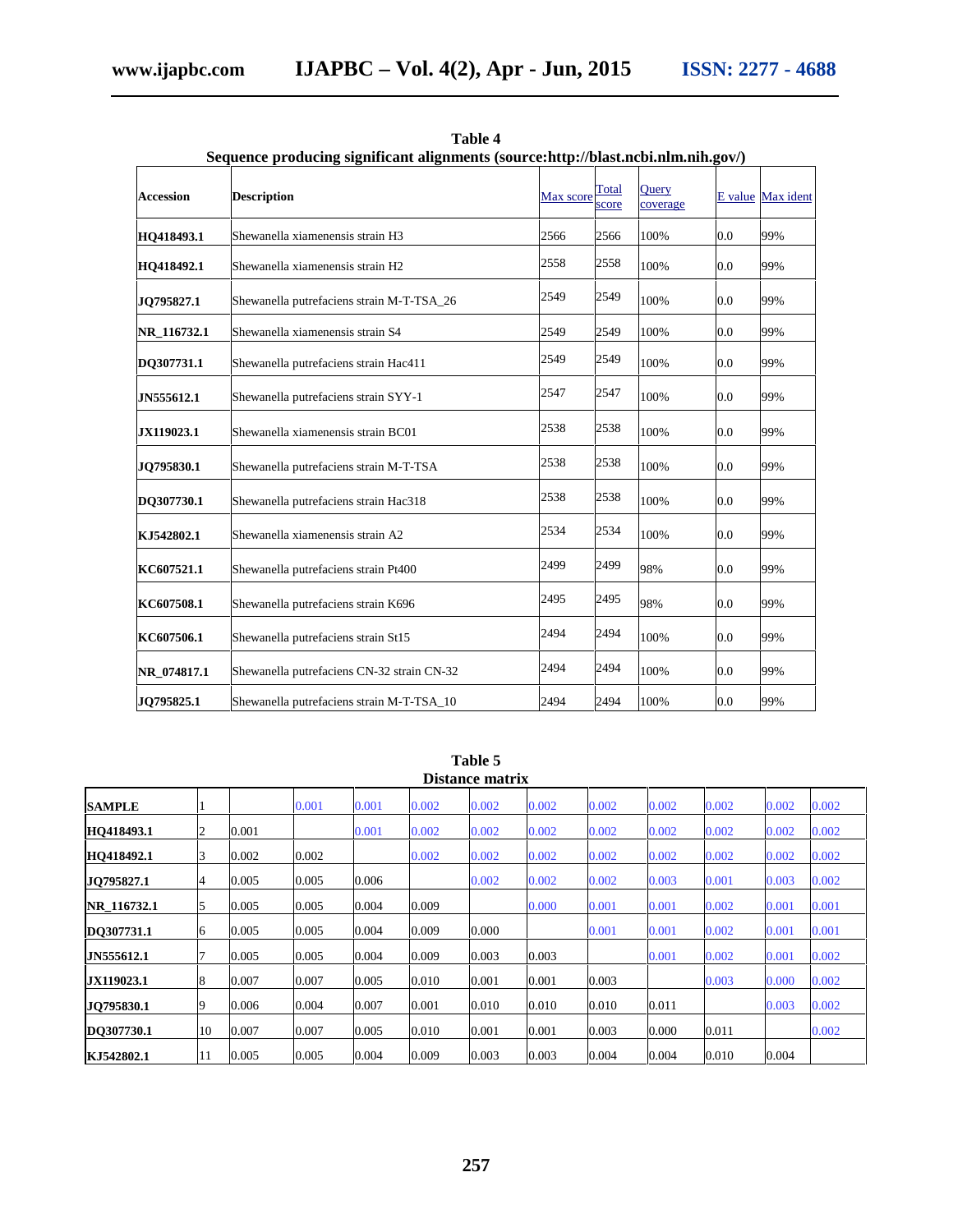**Table 4**
**Sequence producing significant alignments (source:http://blast.ncbi.nlm.nih.gov/)**

| Accession | Description | Max score | Total score | Query coverage | E value | Max ident |
|---|---|---|---|---|---|---|
| HQ418493.1 | Shewanella xiamenensis strain H3 | 2566 | 2566 | 100% | 0.0 | 99% |
| HQ418492.1 | Shewanella xiamenensis strain H2 | 2558 | 2558 | 100% | 0.0 | 99% |
| JQ795827.1 | Shewanella putrefaciens strain M-T-TSA_26 | 2549 | 2549 | 100% | 0.0 | 99% |
| NR_116732.1 | Shewanella xiamenensis strain S4 | 2549 | 2549 | 100% | 0.0 | 99% |
| DQ307731.1 | Shewanella putrefaciens strain Hac411 | 2549 | 2549 | 100% | 0.0 | 99% |
| JN555612.1 | Shewanella putrefaciens strain SYY-1 | 2547 | 2547 | 100% | 0.0 | 99% |
| JX119023.1 | Shewanella xiamenensis strain BC01 | 2538 | 2538 | 100% | 0.0 | 99% |
| JQ795830.1 | Shewanella putrefaciens strain M-T-TSA | 2538 | 2538 | 100% | 0.0 | 99% |
| DQ307730.1 | Shewanella putrefaciens strain Hac318 | 2538 | 2538 | 100% | 0.0 | 99% |
| KJ542802.1 | Shewanella xiamenensis strain A2 | 2534 | 2534 | 100% | 0.0 | 99% |
| KC607521.1 | Shewanella putrefaciens strain Pt400 | 2499 | 2499 | 98% | 0.0 | 99% |
| KC607508.1 | Shewanella putrefaciens strain K696 | 2495 | 2495 | 98% | 0.0 | 99% |
| KC607506.1 | Shewanella putrefaciens strain St15 | 2494 | 2494 | 100% | 0.0 | 99% |
| NR_074817.1 | Shewanella putrefaciens CN-32 strain CN-32 | 2494 | 2494 | 100% | 0.0 | 99% |
| JQ795825.1 | Shewanella putrefaciens strain M-T-TSA_10 | 2494 | 2494 | 100% | 0.0 | 99% |

**Table 5**
**Distance matrix**

| SAMPLE | 1 | | 0.001 | 0.001 | 0.002 | 0.002 | 0.002 | 0.002 | 0.002 | 0.002 | 0.002 | 0.002 |
|---|---|---|---|---|---|---|---|---|---|---|---|---|
| HQ418493.1 | 2 | 0.001 | | 0.001 | 0.002 | 0.002 | 0.002 | 0.002 | 0.002 | 0.002 | 0.002 | 0.002 |
| HQ418492.1 | 3 | 0.002 | 0.002 | | 0.002 | 0.002 | 0.002 | 0.002 | 0.002 | 0.002 | 0.002 | 0.002 |
| JQ795827.1 | 4 | 0.005 | 0.005 | 0.006 | | 0.002 | 0.002 | 0.002 | 0.003 | 0.001 | 0.003 | 0.002 |
| NR_116732.1 | 5 | 0.005 | 0.005 | 0.004 | 0.009 | | 0.000 | 0.001 | 0.001 | 0.002 | 0.001 | 0.001 |
| DQ307731.1 | 6 | 0.005 | 0.005 | 0.004 | 0.009 | 0.000 | | 0.001 | 0.001 | 0.002 | 0.001 | 0.001 |
| JN555612.1 | 7 | 0.005 | 0.005 | 0.004 | 0.009 | 0.003 | 0.003 | | 0.001 | 0.002 | 0.001 | 0.002 |
| JX119023.1 | 8 | 0.007 | 0.007 | 0.005 | 0.010 | 0.001 | 0.001 | 0.003 | | 0.003 | 0.000 | 0.002 |
| JQ795830.1 | 9 | 0.006 | 0.004 | 0.007 | 0.001 | 0.010 | 0.010 | 0.010 | 0.011 | | 0.003 | 0.002 |
| DQ307730.1 | 10 | 0.007 | 0.007 | 0.005 | 0.010 | 0.001 | 0.001 | 0.003 | 0.000 | 0.011 | | 0.002 |
| KJ542802.1 | 11 | 0.005 | 0.005 | 0.004 | 0.009 | 0.003 | 0.003 | 0.004 | 0.004 | 0.010 | 0.004 | |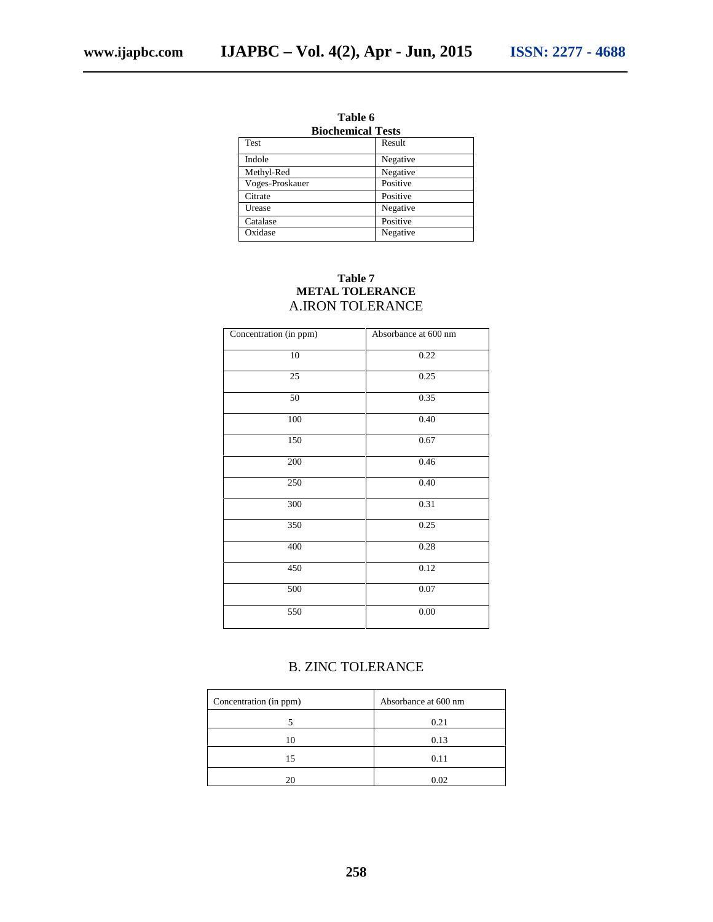**Table 6**
**Biochemical Tests**

| Test | Result |
|---|---|
| Indole | Negative |
| Methyl-Red | Negative |
| Voges-Proskauer | Positive |
| Citrate | Positive |
| Urease | Negative |
| Catalase | Positive |
| Oxidase | Negative |

**Table 7**
**METAL TOLERANCE**
A.IRON TOLERANCE

| Concentration (in ppm) | Absorbance at 600 nm |
|---|---|
| 10 | 0.22 |
| 25 | 0.25 |
| 50 | 0.35 |
| 100 | 0.40 |
| 150 | 0.67 |
| 200 | 0.46 |
| 250 | 0.40 |
| 300 | 0.31 |
| 350 | 0.25 |
| 400 | 0.28 |
| 450 | 0.12 |
| 500 | 0.07 |
| 550 | 0.00 |

B. ZINC TOLERANCE

| Concentration (in ppm) | Absorbance at 600 nm |
|---|---|
| 5 | 0.21 |
| 10 | 0.13 |
| 15 | 0.11 |
| 20 | 0.02 |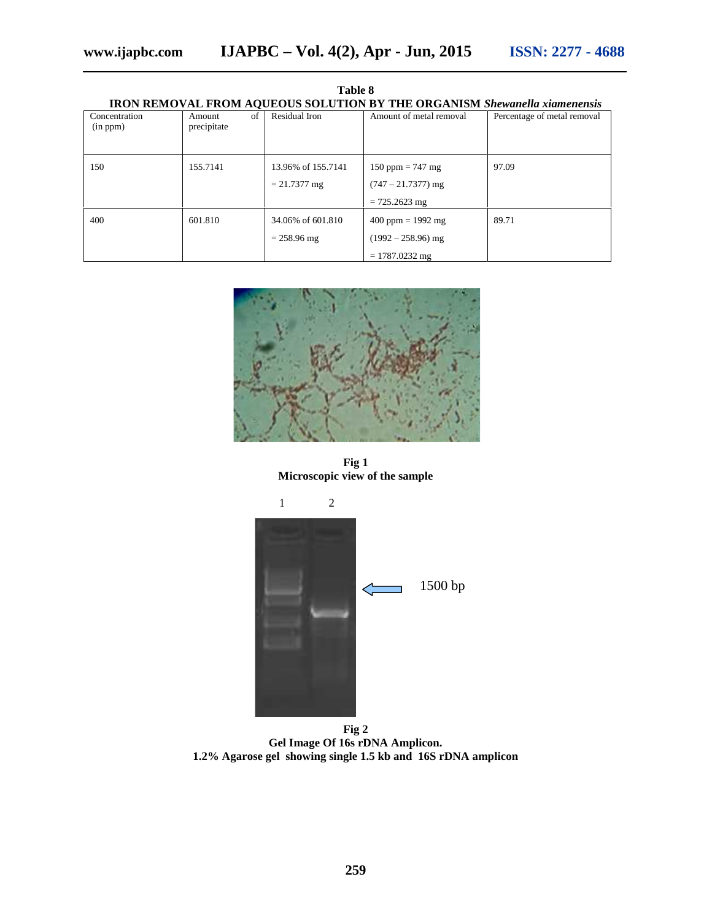**Table 8**
**IRON REMOVAL FROM AQUEOUS SOLUTION BY THE ORGANISM *Shewanella xiamenensis***

| Concentration (in ppm) | Amount of precipitate | Residual Iron | Amount of metal removal | Percentage of metal removal |
|---|---|---|---|---|
| 150 | 155.7141 | 13.96% of 155.7141 = 21.7377 mg | 150 ppm = 747 mg (747 – 21.7377) mg = 725.2623 mg | 97.09 |
| 400 | 601.810 | 34.06% of 601.810 = 258.96 mg | 400 ppm = 1992 mg (1992 – 258.96) mg = 1787.0232 mg | 89.71 |

**Fig 1**
**Microscopic view of the sample**

1 2

1500 bp

**Fig 2**
**Gel Image Of 16s rDNA Amplicon.**
**1.2% Agarose gel showing single 1.5 kb and 16S rDNA amplicon**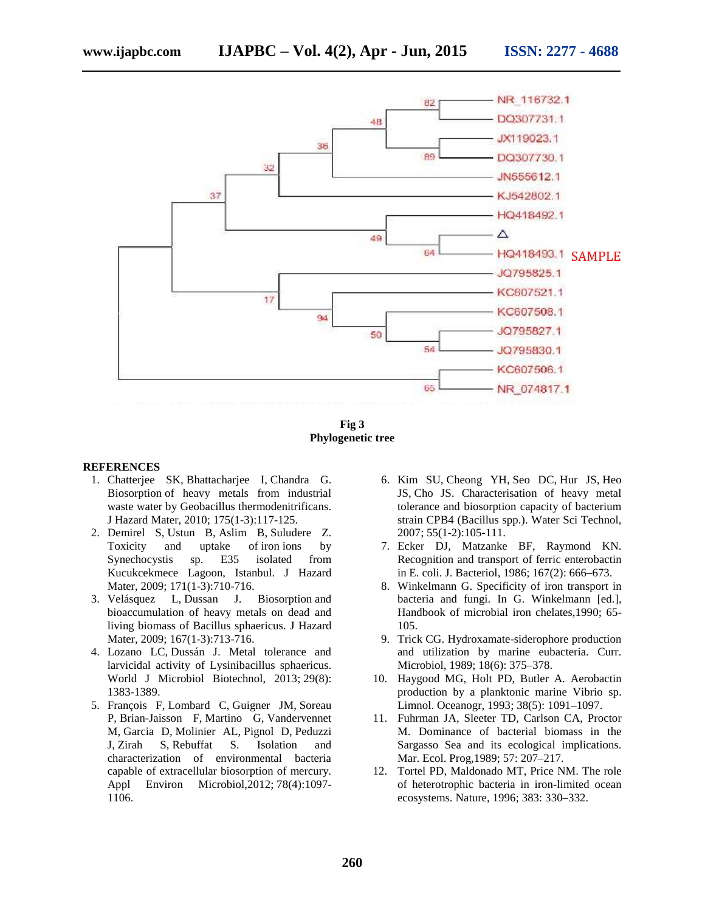Fig 3
**Phylogenetic tree**

## REFERENCES

1. Chatterjee SK, Bhattacharjee I, Chandra G. Biosorption of heavy metals from industrial waste water by Geobacillus thermodenitrificans. J Hazard Mater, 2010; 175(1-3):117-125.
2. Demirel S, Ustun B, Aslim B, Suludere Z. Toxicity and uptake of iron ions by Synechocystis sp. E35 isolated from Kucukcekmece Lagoon, Istanbul. J Hazard Mater, 2009; 171(1-3):710-716.
3. Velásquez L, Dussan J. Biosorption and bioaccumulation of heavy metals on dead and living biomass of Bacillus sphaericus. J Hazard Mater, 2009; 167(1-3):713-716.
4. Lozano LC, Dussán J. Metal tolerance and larvicidal activity of Lysinibacillus sphaericus. World J Microbiol Biotechnol, 2013; 29(8): 1383-1389.
5. François F, Lombard C, Guigner JM, Soreau P, Brian-Jaisson F, Martino G, Vandervennet M, Garcia D, Molinier AL, Pignol D, Peduzzi J, Zirah S, Rebuffat S. Isolation and characterization of environmental bacteria capable of extracellular biosorption of mercury. Appl Environ Microbiol,2012; 78(4):1097-1106.
6. Kim SU, Cheong YH, Seo DC, Hur JS, Heo JS, Cho JS. Characterisation of heavy metal tolerance and biosorption capacity of bacterium strain CPB4 (Bacillus spp.). Water Sci Technol, 2007; 55(1-2):105-111.
7. Ecker DJ, Matzanke BF, Raymond KN. Recognition and transport of ferric enterobactin in E. coli. J. Bacteriol, 1986; 167(2): 666–673.
8. Winkelmann G. Specificity of iron transport in bacteria and fungi. In G. Winkelmann [ed.], Handbook of microbial iron chelates,1990; 65-105.
9. Trick CG. Hydroxamate-siderophore production and utilization by marine eubacteria. Curr. Microbiol, 1989; 18(6): 375–378.
10. Haygood MG, Holt PD, Butler A. Aerobactin production by a planktonic marine Vibrio sp. Limnol. Oceanogr, 1993; 38(5): 1091–1097.
11. Fuhrman JA, Sleeter TD, Carlson CA, Proctor M. Dominance of bacterial biomass in the Sargasso Sea and its ecological implications. Mar. Ecol. Prog,1989; 57: 207–217.
12. Tortel PD, Maldonado MT, Price NM. The role of heterotrophic bacteria in iron-limited ocean ecosystems. Nature, 1996; 383: 330–332.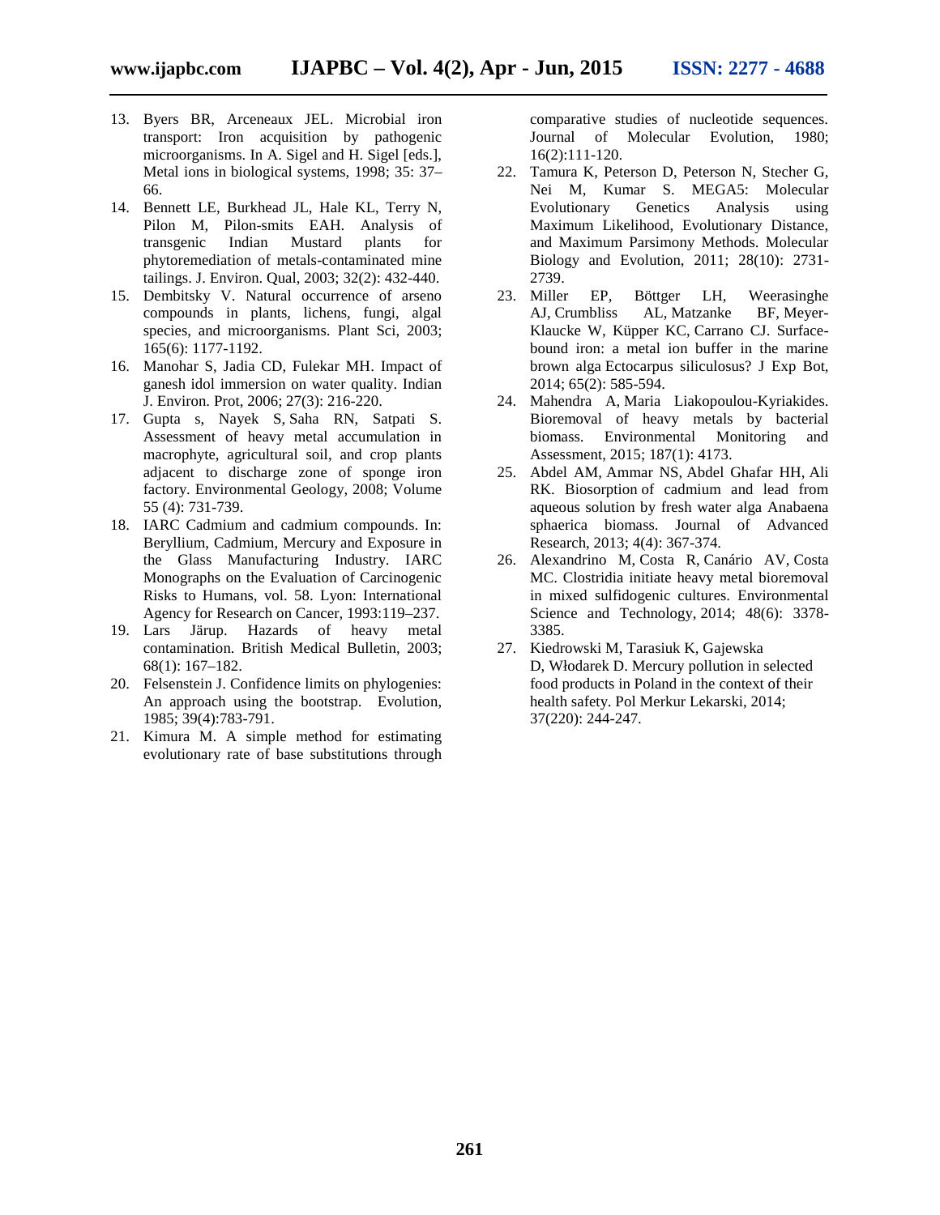13. Byers BR, Arceneaux JEL. Microbial iron transport: Iron acquisition by pathogenic microorganisms. In A. Sigel and H. Sigel [eds.], Metal ions in biological systems, 1998; 35: 37–66.
14. Bennett LE, Burkhead JL, Hale KL, Terry N, Pilon M, Pilon-smits EAH. Analysis of transgenic Indian Mustard plants for phytoremediation of metals-contaminated mine tailings. J. Environ. Qual, 2003; 32(2): 432-440.
15. Dembitsky V. Natural occurrence of arseno compounds in plants, lichens, fungi, algal species, and microorganisms. Plant Sci, 2003; 165(6): 1177-1192.
16. Manohar S, Jadia CD, Fulekar MH. Impact of ganesh idol immersion on water quality. Indian J. Environ. Prot, 2006; 27(3): 216-220.
17. Gupta s, Nayek S, Saha RN, Satpati S. Assessment of heavy metal accumulation in macrophyte, agricultural soil, and crop plants adjacent to discharge zone of sponge iron factory. Environmental Geology, 2008; Volume 55 (4): 731-739.
18. IARC Cadmium and cadmium compounds. In: Beryllium, Cadmium, Mercury and Exposure in the Glass Manufacturing Industry. IARC Monographs on the Evaluation of Carcinogenic Risks to Humans, vol. 58. Lyon: International Agency for Research on Cancer, 1993:119–237.
19. Lars Järup. Hazards of heavy metal contamination. British Medical Bulletin, 2003; 68(1): 167–182.
20. Felsenstein J. Confidence limits on phylogenies: An approach using the bootstrap. Evolution, 1985; 39(4):783-791.
21. Kimura M. A simple method for estimating evolutionary rate of base substitutions through comparative studies of nucleotide sequences. Journal of Molecular Evolution, 1980; 16(2):111-120.
22. Tamura K, Peterson D, Peterson N, Stecher G, Nei M, Kumar S. MEGA5: Molecular Evolutionary Genetics Analysis using Maximum Likelihood, Evolutionary Distance, and Maximum Parsimony Methods. Molecular Biology and Evolution, 2011; 28(10): 2731-2739.
23. Miller EP, Böttger LH, Weerasinghe AJ, Crumbliss AL, Matzanke BF, Meyer-Klaucke W, Küpper KC, Carrano CJ. Surface-bound iron: a metal ion buffer in the marine brown alga Ectocarpus siliculosus? J Exp Bot, 2014; 65(2): 585-594.
24. Mahendra A, Maria Liakopoulou-Kyriakides. Bioremoval of heavy metals by bacterial biomass. Environmental Monitoring and Assessment, 2015; 187(1): 4173.
25. Abdel AM, Ammar NS, Abdel Ghafar HH, Ali RK. Biosorption of cadmium and lead from aqueous solution by fresh water alga Anabaena sphaerica biomass. Journal of Advanced Research, 2013; 4(4): 367-374.
26. Alexandrino M, Costa R, Canário AV, Costa MC. Clostridia initiate heavy metal bioremoval in mixed sulfidogenic cultures. Environmental Science and Technology, 2014; 48(6): 3378-3385.
27. Kiedrowski M, Tarasiuk K, Gajewska D, Włodarek D. Mercury pollution in selected food products in Poland in the context of their health safety. Pol Merkur Lekarski, 2014; 37(220): 244-247.